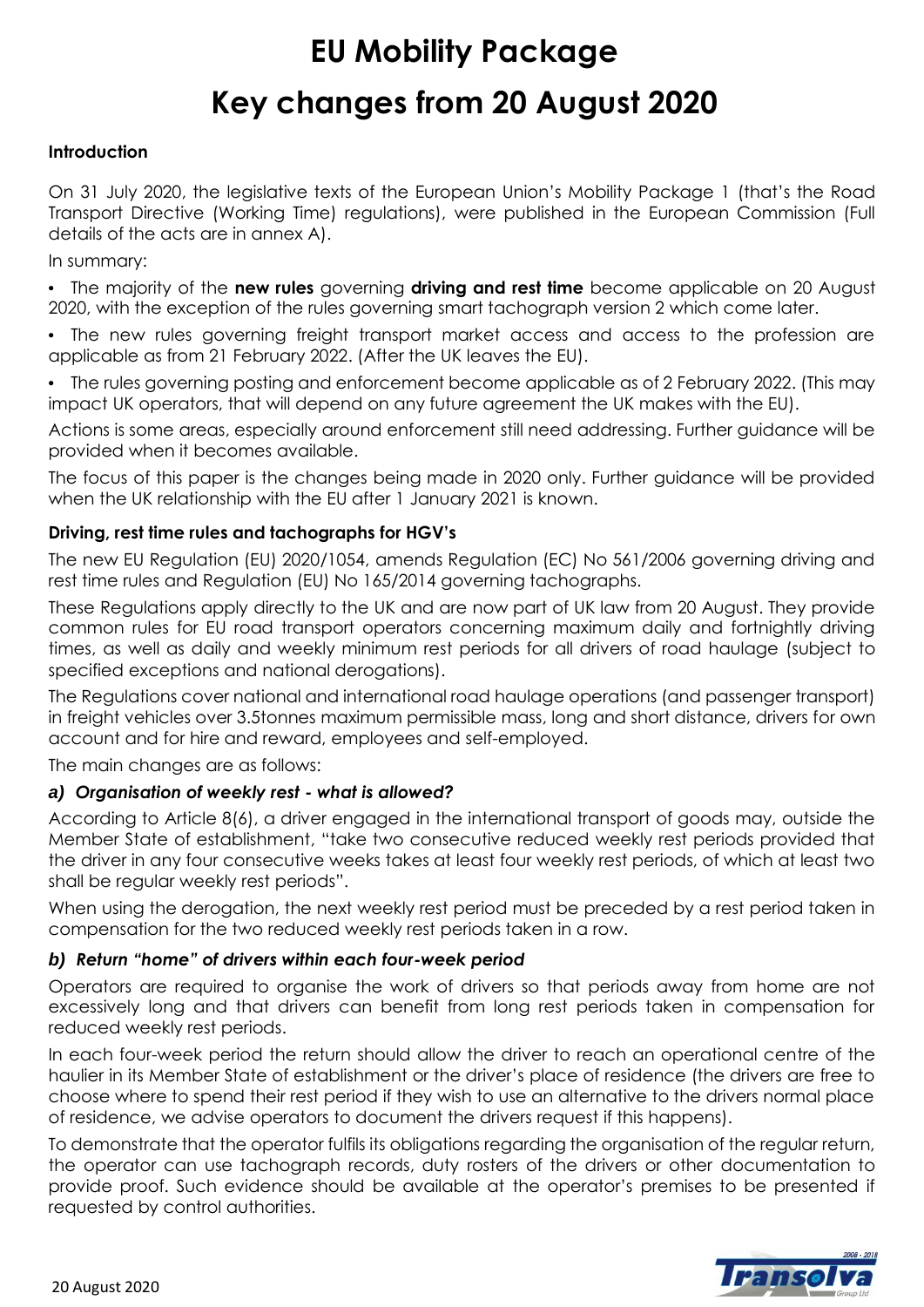# EU Mobility Package

# Key changes from 20 August 2020

**Introduction**

On 31 July 2020, the legislative texts of the European Union's Mobility Package 1 (that's the Road Transport Directive (Working Time) regulations), were published in the European Commission (Full details of the acts are in annex A).

In summary:

- The majority of the **new rules** governing **driving and rest time** become applicable on 20 August 2020, with the exception of the rules governing smart tachograph version 2 which come later.
- The new rules governing freight transport market access and access to the profession are applicable as from 21 February 2022. (After the UK leaves the EU).
- The rules governing posting and enforcement become applicable as of 2 February 2022. (This may impact UK operators, that will depend on any future agreement the UK makes with the EU).

Actions is some areas, especially around enforcement still need addressing. Further guidance will be provided when it becomes available.

The focus of this paper is the changes being made in 2020 only. Further guidance will be provided when the UK relationship with the EU after 1 January 2021 is known.

**Driving, rest time rules and tachographs for HGV's**

The new EU Regulation (EU) 2020/1054, amends Regulation (EC) No 561/2006 governing driving and rest time rules and Regulation (EU) No 165/2014 governing tachographs.

These Regulations apply directly to the UK and are now part of UK law from 20 August. They provide common rules for EU road transport operators concerning maximum daily and fortnightly driving times, as well as daily and weekly minimum rest periods for all drivers of road haulage (subject to specified exceptions and national derogations).

The Regulations cover national and international road haulage operations (and passenger transport) in freight vehicles over 3.5tonnes maximum permissible mass, long and short distance, drivers for own account and for hire and reward, employees and self-employed.

The main changes are as follows:

***a) Organisation of weekly rest - what is allowed?***

According to Article 8(6), a driver engaged in the international transport of goods may, outside the Member State of establishment, "take two consecutive reduced weekly rest periods provided that the driver in any four consecutive weeks takes at least four weekly rest periods, of which at least two shall be regular weekly rest periods".

When using the derogation, the next weekly rest period must be preceded by a rest period taken in compensation for the two reduced weekly rest periods taken in a row.

***b) Return "home" of drivers within each four-week period***

Operators are required to organise the work of drivers so that periods away from home are not excessively long and that drivers can benefit from long rest periods taken in compensation for reduced weekly rest periods.

In each four-week period the return should allow the driver to reach an operational centre of the haulier in its Member State of establishment or the driver's place of residence (the drivers are free to choose where to spend their rest period if they wish to use an alternative to the drivers normal place of residence, we advise operators to document the drivers request if this happens).

To demonstrate that the operator fulfils its obligations regarding the organisation of the regular return, the operator can use tachograph records, duty rosters of the drivers or other documentation to provide proof. Such evidence should be available at the operator's premises to be presented if requested by control authorities.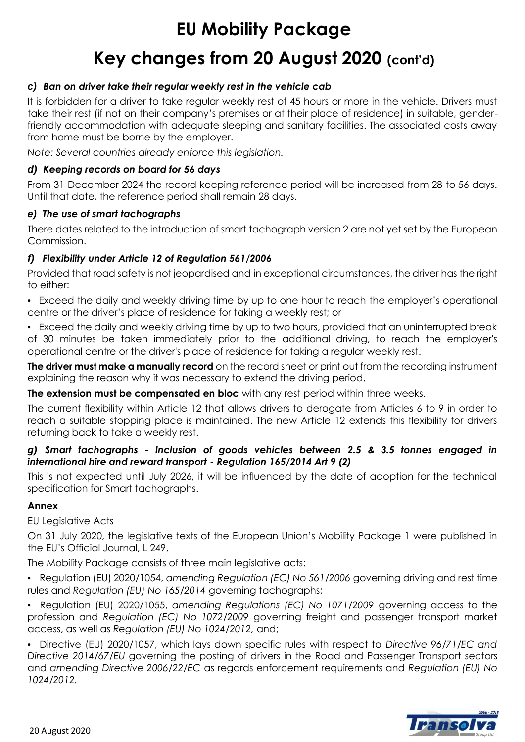# EU Mobility Package

# Key changes from 20 August 2020 (cont'd)

### *c) Ban on driver take their regular weekly rest in the vehicle cab*

It is forbidden for a driver to take regular weekly rest of 45 hours or more in the vehicle. Drivers must take their rest (if not on their company's premises or at their place of residence) in suitable, gender-friendly accommodation with adequate sleeping and sanitary facilities. The associated costs away from home must be borne by the employer.

*Note: Several countries already enforce this legislation.*

### *d) Keeping records on board for 56 days*

From 31 December 2024 the record keeping reference period will be increased from 28 to 56 days. Until that date, the reference period shall remain 28 days.

### *e) The use of smart tachographs*

There dates related to the introduction of smart tachograph version 2 are not yet set by the European Commission.

### *f) Flexibility under Article 12 of Regulation 561/2006*

Provided that road safety is not jeopardised and <u>in exceptional circumstances</u>, the driver has the right to either:

- Exceed the daily and weekly driving time by up to one hour to reach the employer's operational centre or the driver's place of residence for taking a weekly rest; or
- Exceed the daily and weekly driving time by up to two hours, provided that an uninterrupted break of 30 minutes be taken immediately prior to the additional driving, to reach the employer's operational centre or the driver's place of residence for taking a regular weekly rest.

**The driver must make a manually record** on the record sheet or print out from the recording instrument explaining the reason why it was necessary to extend the driving period.

**The extension must be compensated en bloc** with any rest period within three weeks.

The current flexibility within Article 12 that allows drivers to derogate from Articles 6 to 9 in order to reach a suitable stopping place is maintained. The new Article 12 extends this flexibility for drivers returning back to take a weekly rest.

### *g) Smart tachographs - Inclusion of goods vehicles between 2.5 & 3.5 tonnes engaged in international hire and reward transport - Regulation 165/2014 Art 9 (2)*

This is not expected until July 2026, it will be influenced by the date of adoption for the technical specification for Smart tachographs.

### Annex

EU Legislative Acts

On 31 July 2020, the legislative texts of the European Union's Mobility Package 1 were published in the EU's Official Journal, L 249.

The Mobility Package consists of three main legislative acts:

- Regulation (EU) 2020/1054, *amending Regulation (EC) No 561/2006* governing driving and rest time rules and *Regulation (EU) No 165/2014* governing tachographs;
- Regulation (EU) 2020/1055, *amending Regulations (EC) No 1071/2009* governing access to the profession and *Regulation (EC) No 1072/2009* governing freight and passenger transport market access, as well as *Regulation (EU) No 1024/2012,* and;
- Directive (EU) 2020/1057, which lays down specific rules with respect to *Directive 96/71/EC and Directive 2014/67/EU* governing the posting of drivers in the Road and Passenger Transport sectors and *amending Directive 2006/22/EC* as regards enforcement requirements and *Regulation (EU) No 1024/2012*.

20 August 2020